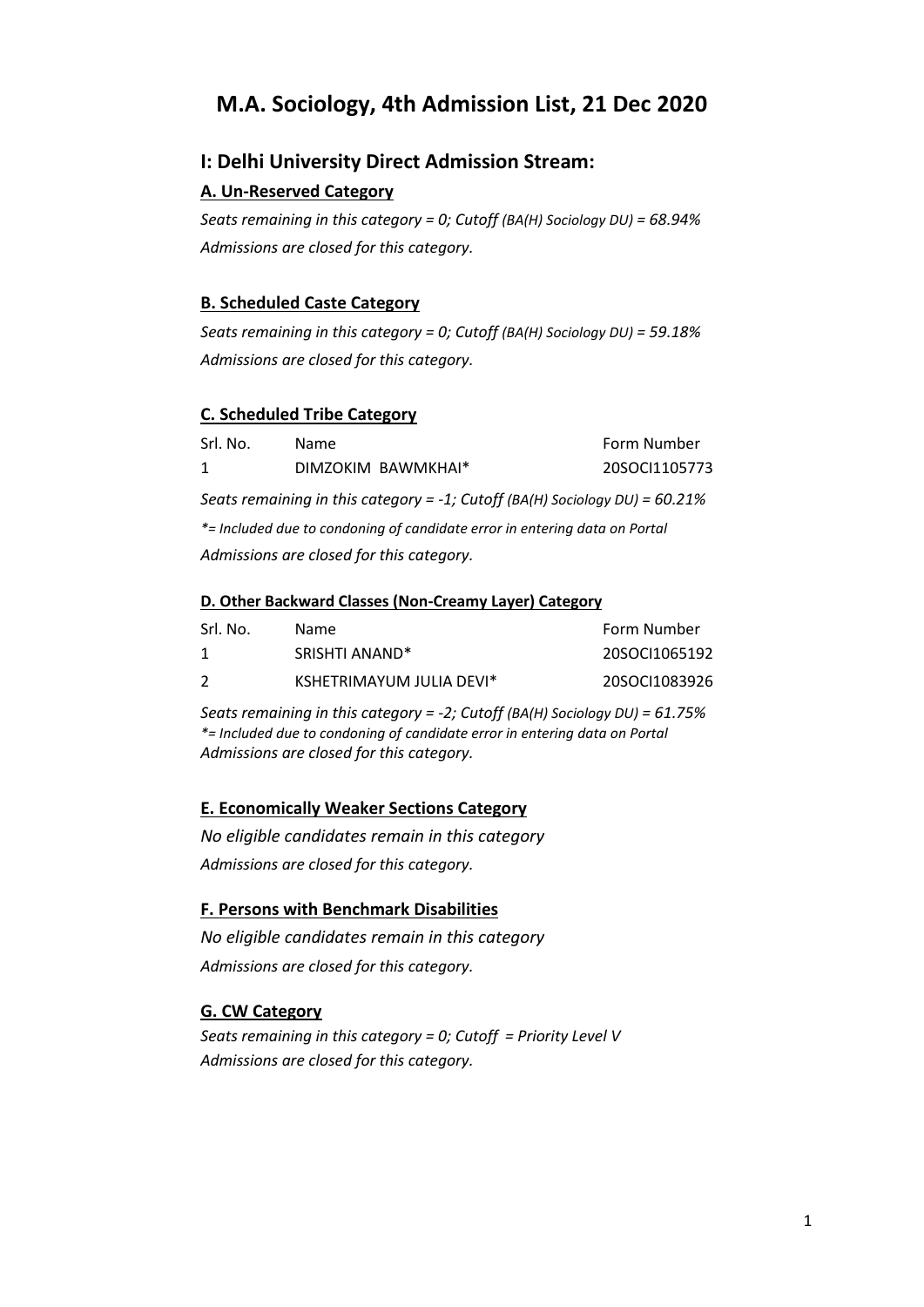# M.A. Sociology, 4th Admission List, 21 Dec 2020

## I: Delhi University Direct Admission Stream:

### A. Un-Reserved Category

*Seats remaining in this category = 0; Cutoff (BA(H) Sociology DU) = 68.94%*

*Admissions are closed for this category.*

### B. Scheduled Caste Category

*Seats remaining in this category = 0; Cutoff (BA(H) Sociology DU) = 59.18%*

*Admissions are closed for this category.*

### C. Scheduled Tribe Category

| Srl. No. | Name | Form Number |
|---|---|---|
| 1 | DIMZOKIM BAWMKHAI* | 20SOCI1105773 |

*Seats remaining in this category = -1; Cutoff (BA(H) Sociology DU) = 60.21%*

**= Included due to condoning of candidate error in entering data on Portal*

*Admissions are closed for this category.*

### D. Other Backward Classes (Non-Creamy Layer) Category

| Srl. No. | Name | Form Number |
|---|---|---|
| 1 | SRISHTI ANAND* | 20SOCI1065192 |
| 2 | KSHETRIMAYUM JULIA DEVI* | 20SOCI1083926 |

*Seats remaining in this category = -2; Cutoff (BA(H) Sociology DU) = 61.75%*

**= Included due to condoning of candidate error in entering data on Portal*

*Admissions are closed for this category.*

### E. Economically Weaker Sections Category

*No eligible candidates remain in this category*

*Admissions are closed for this category.*

### F. Persons with Benchmark Disabilities

*No eligible candidates remain in this category*

*Admissions are closed for this category.*

### G. CW Category

*Seats remaining in this category = 0; Cutoff = Priority Level V*

*Admissions are closed for this category.*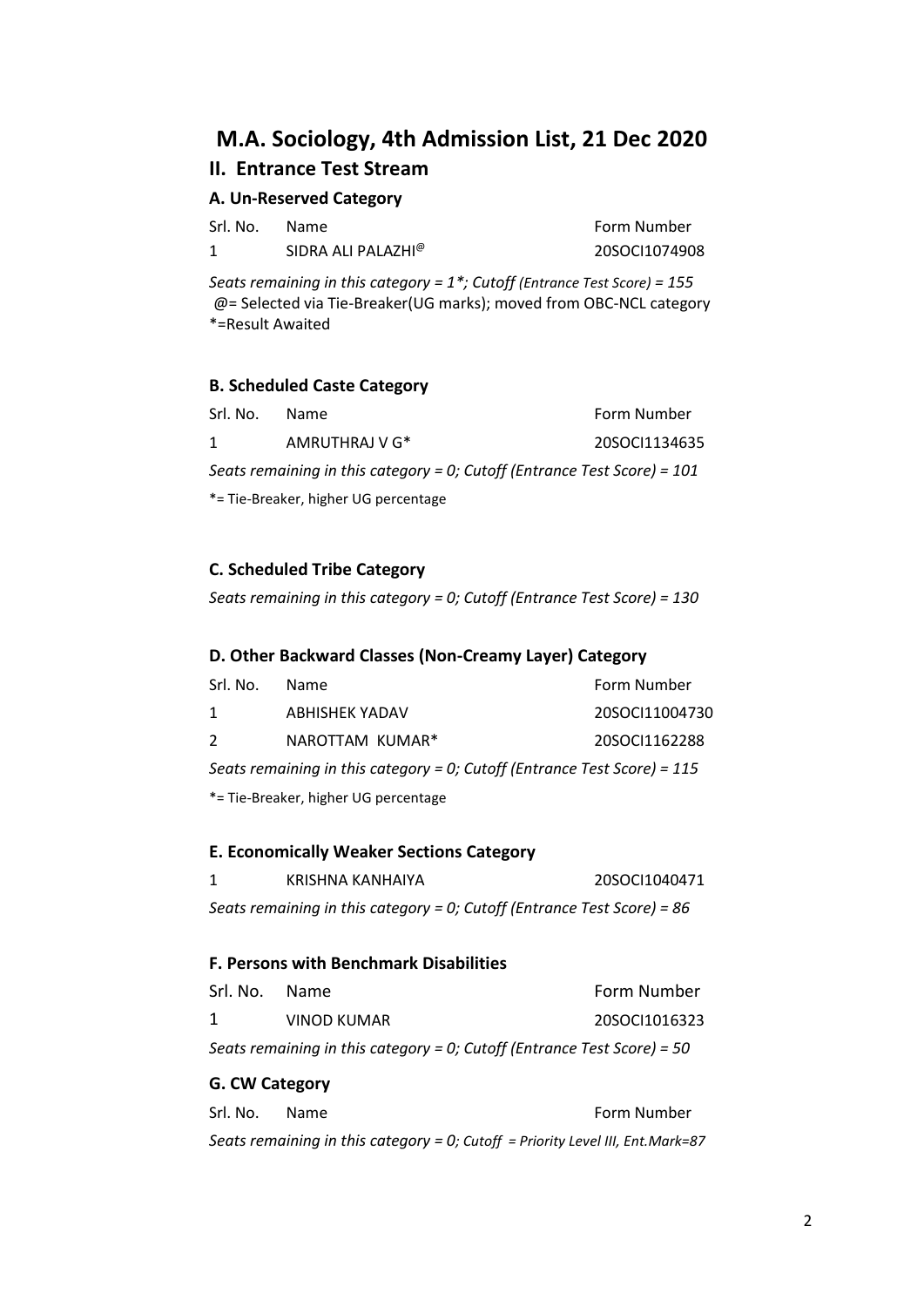# M.A. Sociology, 4th Admission List, 21 Dec 2020

## II. Entrance Test Stream

### A. Un-Reserved Category

| Srl. No. | Name | Form Number |
|---|---|---|
| 1 | SIDRA ALI PALAZHI@ | 20SOCI1074908 |

*Seats remaining in this category = 1*; Cutoff (Entrance Test Score) = 155*

@= Selected via Tie-Breaker(UG marks); moved from OBC-NCL category

*=Result Awaited

### B. Scheduled Caste Category

| Srl. No. | Name | Form Number |
|---|---|---|
| 1 | AMRUTHRAJ V G* | 20SOCI1134635 |

*Seats remaining in this category = 0; Cutoff (Entrance Test Score) = 101*

*= Tie-Breaker, higher UG percentage

### C. Scheduled Tribe Category

*Seats remaining in this category = 0; Cutoff (Entrance Test Score) = 130*

### D. Other Backward Classes (Non-Creamy Layer) Category

| Srl. No. | Name | Form Number |
|---|---|---|
| 1 | ABHISHEK YADAV | 20SOCI11004730 |
| 2 | NAROTTAM KUMAR* | 20SOCI1162288 |

*Seats remaining in this category = 0; Cutoff (Entrance Test Score) = 115*

*= Tie-Breaker, higher UG percentage

### E. Economically Weaker Sections Category

| Srl. No. | Name | Form Number |
|---|---|---|
| 1 | KRISHNA KANHAIYA | 20SOCI1040471 |

*Seats remaining in this category = 0; Cutoff (Entrance Test Score) = 86*

### F. Persons with Benchmark Disabilities

| Srl. No. | Name | Form Number |
|---|---|---|
| 1 | VINOD KUMAR | 20SOCI1016323 |

*Seats remaining in this category = 0; Cutoff (Entrance Test Score) = 50*

### G. CW Category

| Srl. No. | Name | Form Number |
|---|---|---|

*Seats remaining in this category = 0; Cutoff = Priority Level III, Ent.Mark=87*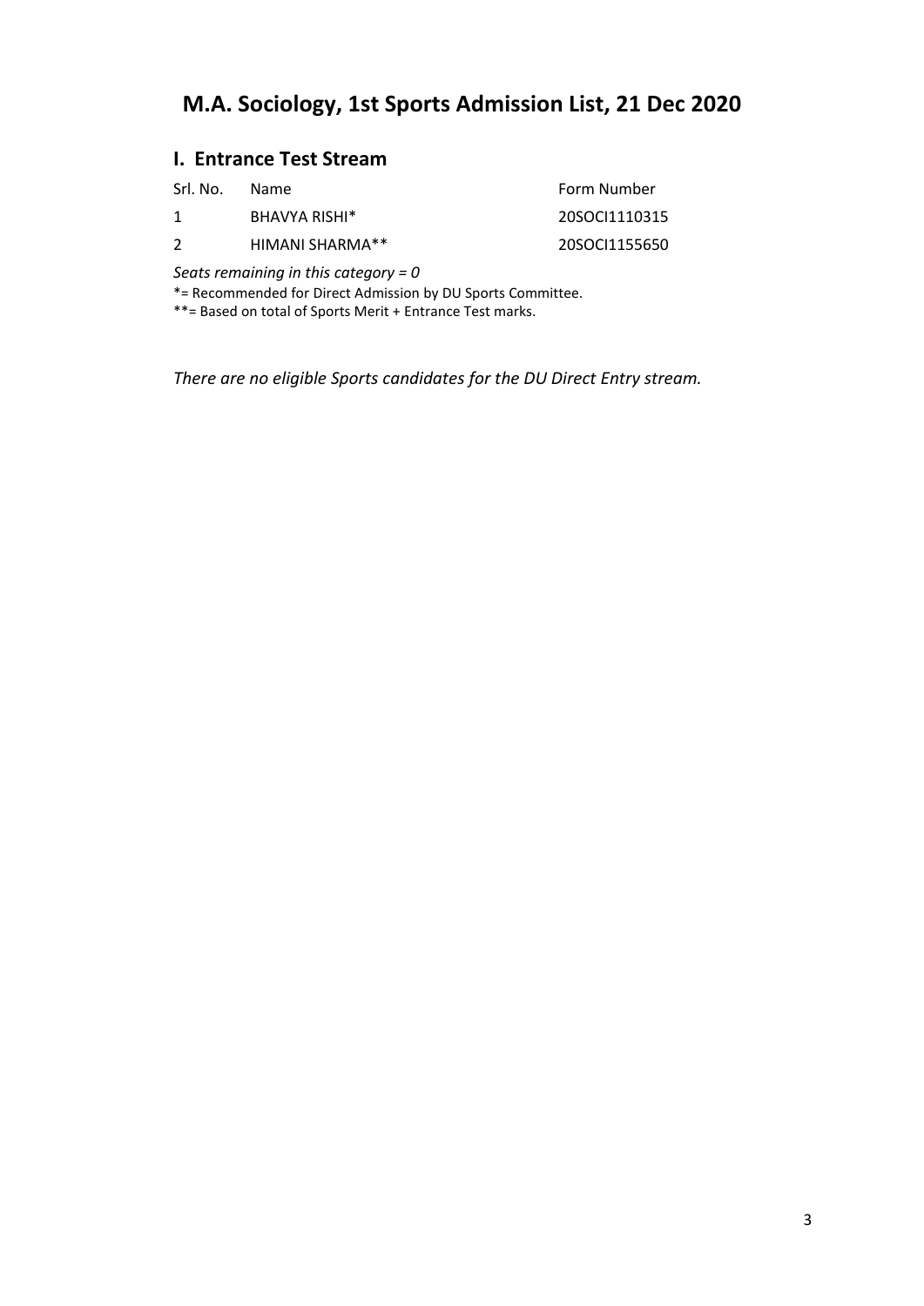# M.A. Sociology, 1st Sports Admission List, 21 Dec 2020

## I. Entrance Test Stream

| Srl. No. | Name | Form Number |
|---|---|---|
| 1 | BHAVYA RISHI* | 20SOCI1110315 |
| 2 | HIMANI SHARMA** | 20SOCI1155650 |

*Seats remaining in this category = 0*

*= Recommended for Direct Admission by DU Sports Committee.

**= Based on total of Sports Merit + Entrance Test marks.

*There are no eligible Sports candidates for the DU Direct Entry stream.*